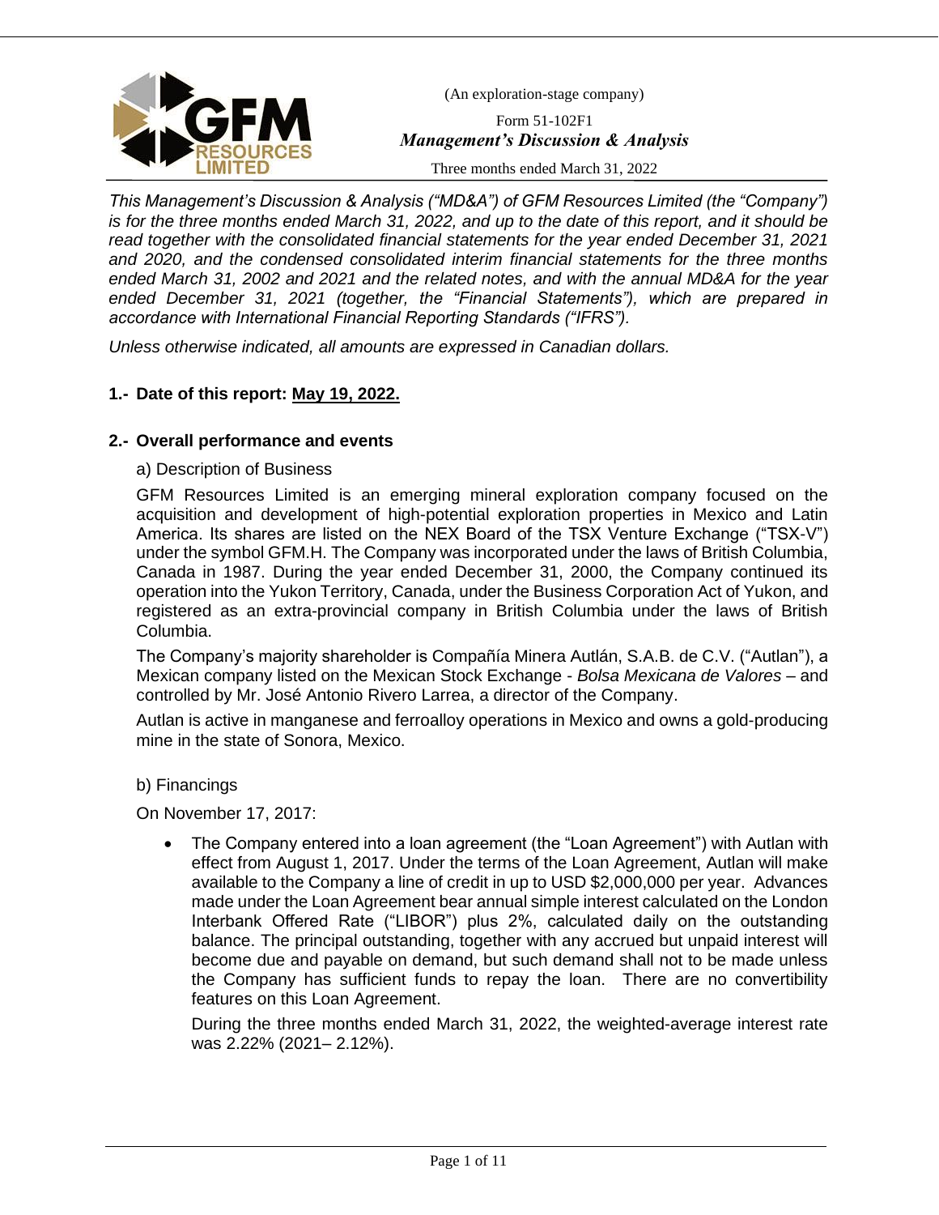(An exploration-stage company)

Form 51-102F1

***Management's Discussion & Analysis***

Three months ended March 31, 2022

*This Management's Discussion & Analysis ("MD&A") of GFM Resources Limited (the "Company") is for the three months ended March 31, 2022, and up to the date of this report, and it should be read together with the consolidated financial statements for the year ended December 31, 2021 and 2020, and the condensed consolidated interim financial statements for the three months ended March 31, 2002 and 2021 and the related notes, and with the annual MD&A for the year ended December 31, 2021 (together, the "Financial Statements"), which are prepared in accordance with International Financial Reporting Standards ("IFRS").*

*Unless otherwise indicated, all amounts are expressed in Canadian dollars.*

## 1.- Date of this report: <u>May 19, 2022.</u>

## 2.- Overall performance and events

### a) Description of Business

GFM Resources Limited is an emerging mineral exploration company focused on the acquisition and development of high-potential exploration properties in Mexico and Latin America. Its shares are listed on the NEX Board of the TSX Venture Exchange ("TSX-V") under the symbol GFM.H. The Company was incorporated under the laws of British Columbia, Canada in 1987. During the year ended December 31, 2000, the Company continued its operation into the Yukon Territory, Canada, under the Business Corporation Act of Yukon, and registered as an extra-provincial company in British Columbia under the laws of British Columbia.

The Company's majority shareholder is Compañía Minera Autlán, S.A.B. de C.V. ("Autlan"), a Mexican company listed on the Mexican Stock Exchange - *Bolsa Mexicana de Valores* – and controlled by Mr. José Antonio Rivero Larrea, a director of the Company.

Autlan is active in manganese and ferroalloy operations in Mexico and owns a gold-producing mine in the state of Sonora, Mexico.

### b) Financings

On November 17, 2017:

- The Company entered into a loan agreement (the "Loan Agreement") with Autlan with effect from August 1, 2017. Under the terms of the Loan Agreement, Autlan will make available to the Company a line of credit in up to USD $2,000,000 per year. Advances made under the Loan Agreement bear annual simple interest calculated on the London Interbank Offered Rate ("LIBOR") plus 2%, calculated daily on the outstanding balance. The principal outstanding, together with any accrued but unpaid interest will become due and payable on demand, but such demand shall not to be made unless the Company has sufficient funds to repay the loan. There are no convertibility features on this Loan Agreement.

  During the three months ended March 31, 2022, the weighted-average interest rate was 2.22% (2021– 2.12%).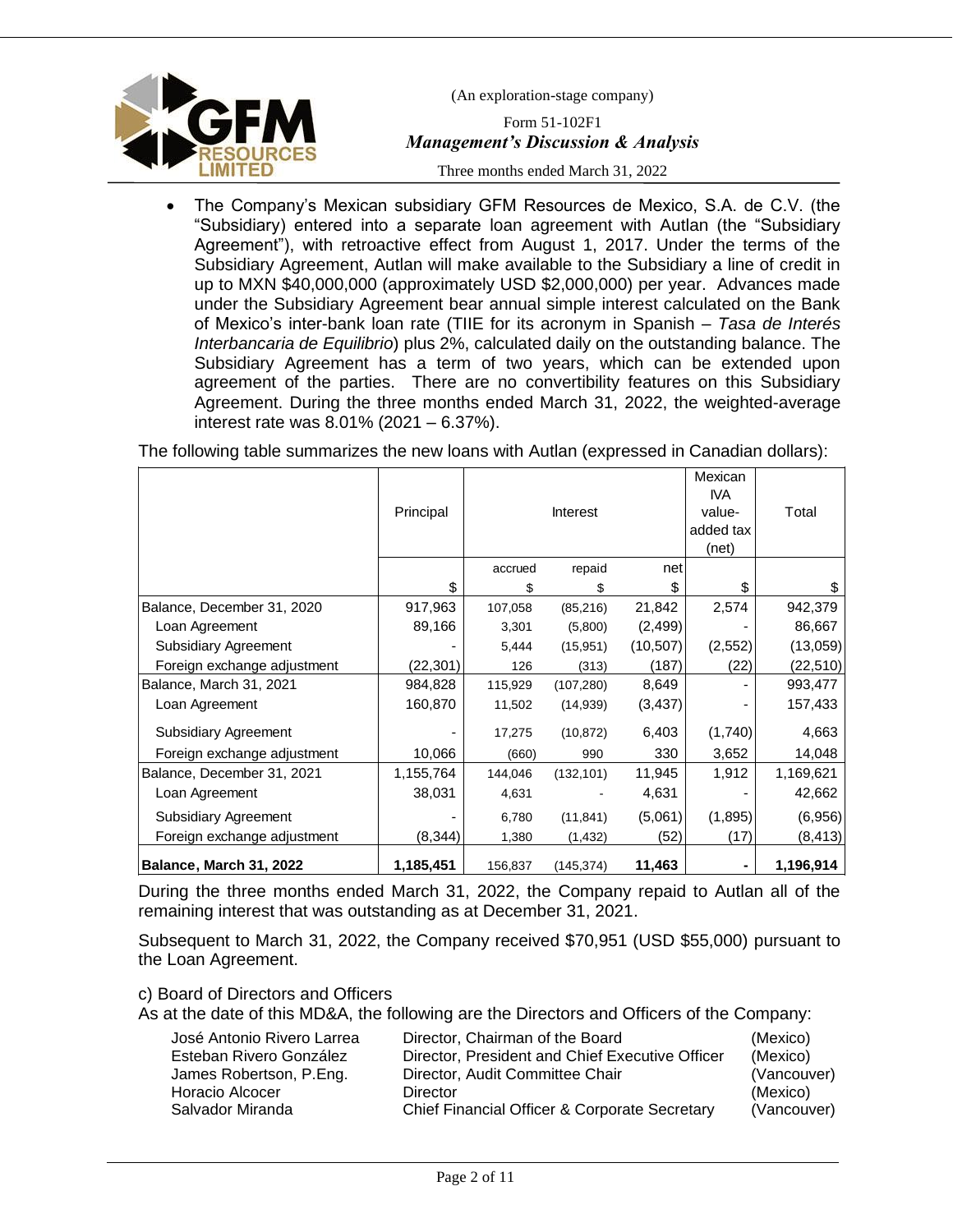- The Company's Mexican subsidiary GFM Resources de Mexico, S.A. de C.V. (the "Subsidiary) entered into a separate loan agreement with Autlan (the "Subsidiary Agreement"), with retroactive effect from August 1, 2017. Under the terms of the Subsidiary Agreement, Autlan will make available to the Subsidiary a line of credit in up to MXN $40,000,000 (approximately USD $2,000,000) per year. Advances made under the Subsidiary Agreement bear annual simple interest calculated on the Bank of Mexico's inter-bank loan rate (TIIE for its acronym in Spanish – *Tasa de Interés Interbancaria de Equilibrio*) plus 2%, calculated daily on the outstanding balance. The Subsidiary Agreement has a term of two years, which can be extended upon agreement of the parties. There are no convertibility features on this Subsidiary Agreement. During the three months ended March 31, 2022, the weighted-average interest rate was 8.01% (2021 – 6.37%).

The following table summarizes the new loans with Autlan (expressed in Canadian dollars):

| | Principal | Interest | | | Mexican IVA value-added tax (net) | Total |
|---|---|---|---|---|---|---|
| | | accrued | repaid | net | | |
| | $ | $ | $ | $ | $ | $ |
| Balance, December 31, 2020 | 917,963 | 107,058 | (85,216) | 21,842 | 2,574 | 942,379 |
| Loan Agreement | 89,166 | 3,301 | (5,800) | (2,499) | - | 86,667 |
| Subsidiary Agreement | - | 5,444 | (15,951) | (10,507) | (2,552) | (13,059) |
| Foreign exchange adjustment | (22,301) | 126 | (313) | (187) | (22) | (22,510) |
| Balance, March 31, 2021 | 984,828 | 115,929 | (107,280) | 8,649 | - | 993,477 |
| Loan Agreement | 160,870 | 11,502 | (14,939) | (3,437) | - | 157,433 |
| Subsidiary Agreement | - | 17,275 | (10,872) | 6,403 | (1,740) | 4,663 |
| Foreign exchange adjustment | 10,066 | (660) | 990 | 330 | 3,652 | 14,048 |
| Balance, December 31, 2021 | 1,155,764 | 144,046 | (132,101) | 11,945 | 1,912 | 1,169,621 |
| Loan Agreement | 38,031 | 4,631 | - | 4,631 | - | 42,662 |
| Subsidiary Agreement | - | 6,780 | (11,841) | (5,061) | (1,895) | (6,956) |
| Foreign exchange adjustment | (8,344) | 1,380 | (1,432) | (52) | (17) | (8,413) |
| **Balance, March 31, 2022** | **1,185,451** | 156,837 | (145,374) | **11,463** | **-** | **1,196,914** |

During the three months ended March 31, 2022, the Company repaid to Autlan all of the remaining interest that was outstanding as at December 31, 2021.

Subsequent to March 31, 2022, the Company received $70,951 (USD $55,000) pursuant to the Loan Agreement.

c) Board of Directors and Officers

As at the date of this MD&A, the following are the Directors and Officers of the Company:

| | | |
|---|---|---|
| José Antonio Rivero Larrea | Director, Chairman of the Board | (Mexico) |
| Esteban Rivero González | Director, President and Chief Executive Officer | (Mexico) |
| James Robertson, P.Eng. | Director, Audit Committee Chair | (Vancouver) |
| Horacio Alcocer | Director | (Mexico) |
| Salvador Miranda | Chief Financial Officer & Corporate Secretary | (Vancouver) |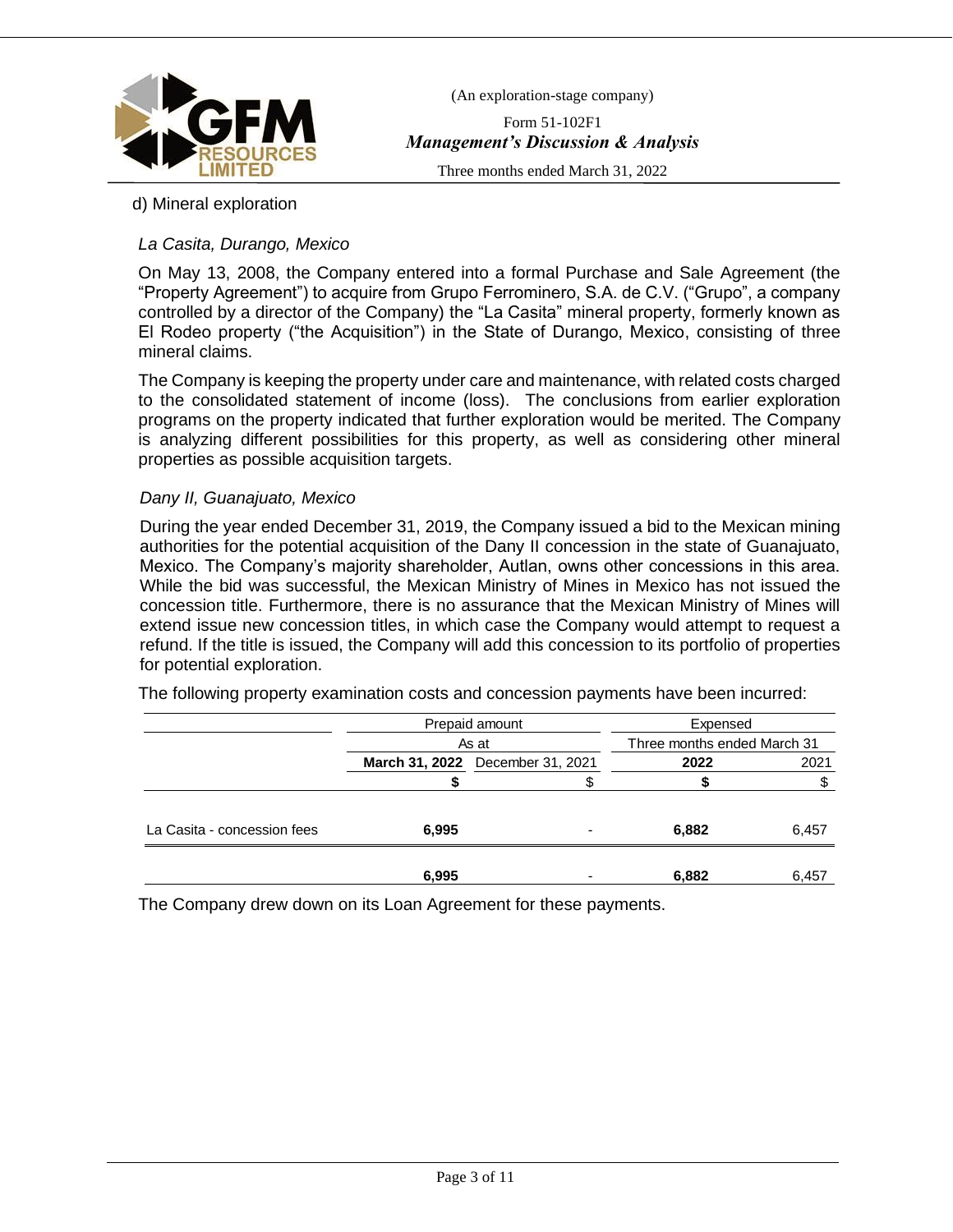d) Mineral exploration

*La Casita, Durango, Mexico*

On May 13, 2008, the Company entered into a formal Purchase and Sale Agreement (the "Property Agreement") to acquire from Grupo Ferrominero, S.A. de C.V. ("Grupo", a company controlled by a director of the Company) the "La Casita" mineral property, formerly known as El Rodeo property ("the Acquisition") in the State of Durango, Mexico, consisting of three mineral claims.

The Company is keeping the property under care and maintenance, with related costs charged to the consolidated statement of income (loss). The conclusions from earlier exploration programs on the property indicated that further exploration would be merited. The Company is analyzing different possibilities for this property, as well as considering other mineral properties as possible acquisition targets.

*Dany II, Guanajuato, Mexico*

During the year ended December 31, 2019, the Company issued a bid to the Mexican mining authorities for the potential acquisition of the Dany II concession in the state of Guanajuato, Mexico. The Company's majority shareholder, Autlan, owns other concessions in this area. While the bid was successful, the Mexican Ministry of Mines in Mexico has not issued the concession title. Furthermore, there is no assurance that the Mexican Ministry of Mines will extend issue new concession titles, in which case the Company would attempt to request a refund. If the title is issued, the Company will add this concession to its portfolio of properties for potential exploration.

The following property examination costs and concession payments have been incurred:

| | Prepaid amount | | Expensed | |
|---|---|---|---|---|
| | As at | | Three months ended March 31 | |
| | **March 31, 2022** | December 31, 2021 | **2022** | 2021 |
| | **$** | $ | **$** | $ |
| La Casita - concession fees | **6,995** | - | **6,882** | 6,457 |
| | **6,995** | - | **6,882** | 6,457 |

The Company drew down on its Loan Agreement for these payments.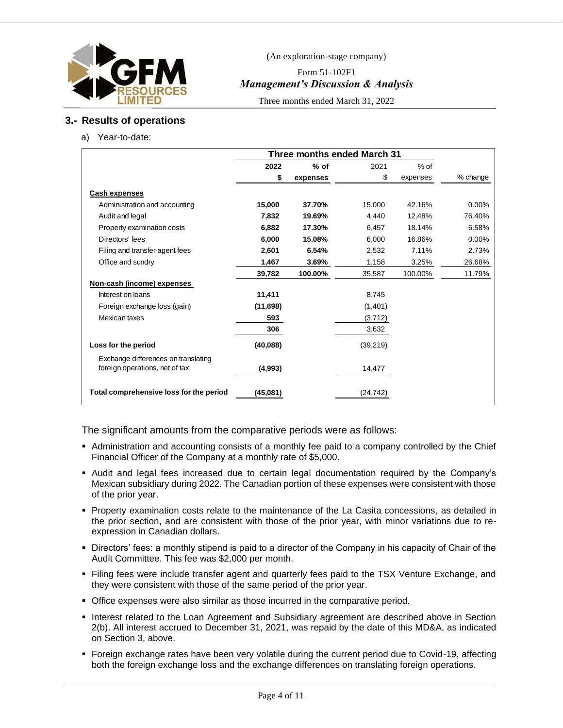## 3.- Results of operations

a) Year-to-date:

| | Three months ended March 31 | | | | |
|---|---|---|---|---|---|
| | **2022** | **% of** | 2021 | % of | |
| | **$** | **expenses** | $ | expenses | % change |
| **Cash expenses** | | | | | |
| Administration and accounting | **15,000** | **37.70%** | 15,000 | 42.16% | 0.00% |
| Audit and legal | **7,832** | **19.69%** | 4,440 | 12.48% | 76.40% |
| Property examination costs | **6,882** | **17.30%** | 6,457 | 18.14% | 6.58% |
| Directors' fees | **6,000** | **15.08%** | 6,000 | 16.86% | 0.00% |
| Filing and transfer agent fees | **2,601** | **6.54%** | 2,532 | 7.11% | 2.73% |
| Office and sundry | **1,467** | **3.69%** | 1,158 | 3.25% | 26.68% |
| | **39,782** | **100.00%** | 35,587 | 100.00% | 11.79% |
| **Non-cash (income) expenses** | | | | | |
| Interest on loans | **11,411** | | 8,745 | | |
| Foreign exchange loss (gain) | **(11,698)** | | (1,401) | | |
| Mexican taxes | **593** | | (3,712) | | |
| | **306** | | 3,632 | | |
| **Loss for the period** | **(40,088)** | | (39,219) | | |
| Exchange differences on translating foreign operations, net of tax | **(4,993)** | | 14,477 | | |
| **Total comprehensive loss for the period** | **(45,081)** | | (24,742) | | |

The significant amounts from the comparative periods were as follows:

- Administration and accounting consists of a monthly fee paid to a company controlled by the Chief Financial Officer of the Company at a monthly rate of $5,000.
- Audit and legal fees increased due to certain legal documentation required by the Company's Mexican subsidiary during 2022. The Canadian portion of these expenses were consistent with those of the prior year.
- Property examination costs relate to the maintenance of the La Casita concessions, as detailed in the prior section, and are consistent with those of the prior year, with minor variations due to re-expression in Canadian dollars.
- Directors' fees: a monthly stipend is paid to a director of the Company in his capacity of Chair of the Audit Committee. This fee was $2,000 per month.
- Filing fees were include transfer agent and quarterly fees paid to the TSX Venture Exchange, and they were consistent with those of the same period of the prior year.
- Office expenses were also similar as those incurred in the comparative period.
- Interest related to the Loan Agreement and Subsidiary agreement are described above in Section 2(b). All interest accrued to December 31, 2021, was repaid by the date of this MD&A, as indicated on Section 3, above.
- Foreign exchange rates have been very volatile during the current period due to Covid-19, affecting both the foreign exchange loss and the exchange differences on translating foreign operations.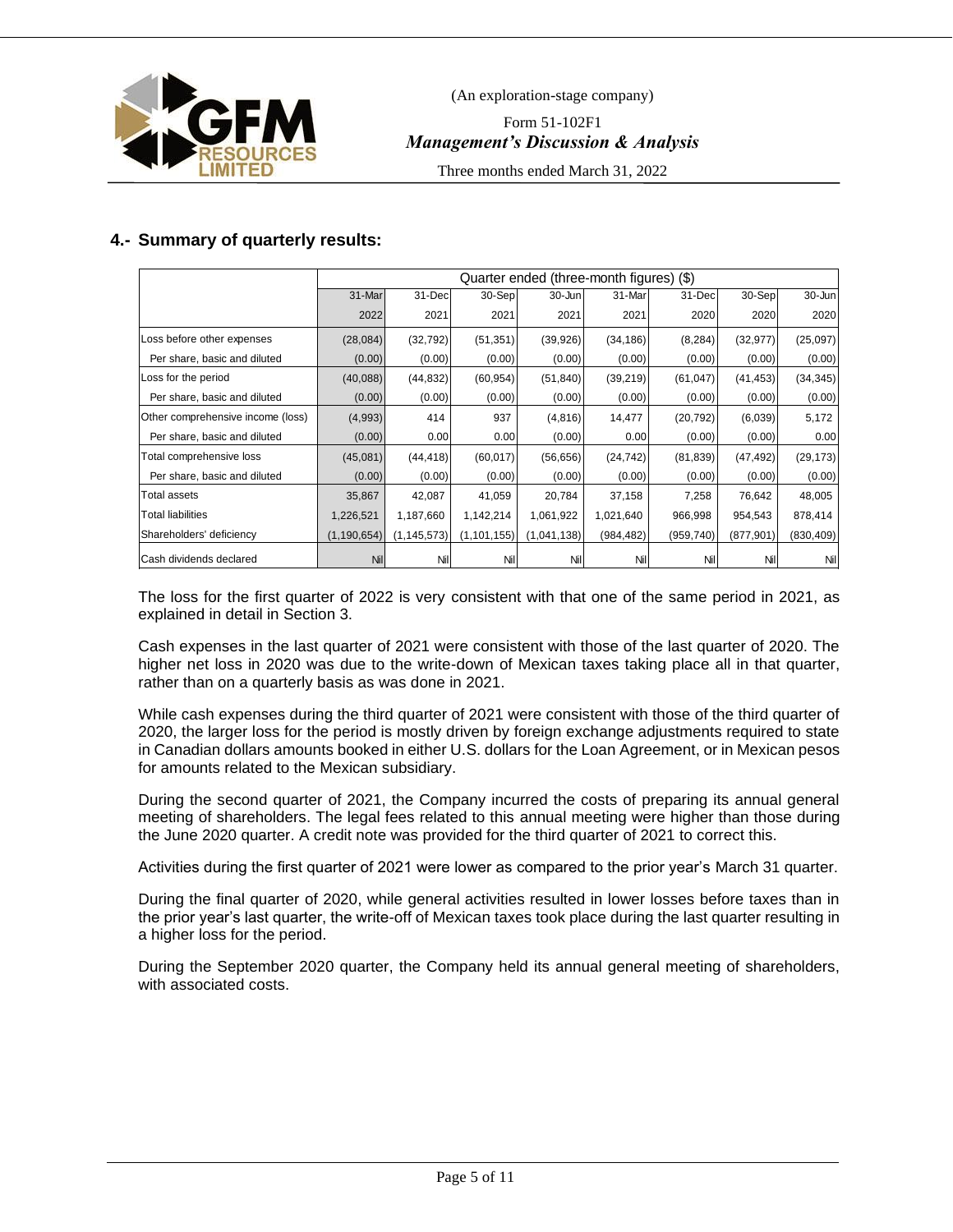## 4.- Summary of quarterly results:

| | Quarter ended (three-month figures) ($) | | | | | | | |
|---|---|---|---|---|---|---|---|---|
| | 31-Mar 2022 | 31-Dec 2021 | 30-Sep 2021 | 30-Jun 2021 | 31-Mar 2021 | 31-Dec 2020 | 30-Sep 2020 | 30-Jun 2020 |
| Loss before other expenses | (28,084) | (32,792) | (51,351) | (39,926) | (34,186) | (8,284) | (32,977) | (25,097) |
| Per share, basic and diluted | (0.00) | (0.00) | (0.00) | (0.00) | (0.00) | (0.00) | (0.00) | (0.00) |
| Loss for the period | (40,088) | (44,832) | (60,954) | (51,840) | (39,219) | (61,047) | (41,453) | (34,345) |
| Per share, basic and diluted | (0.00) | (0.00) | (0.00) | (0.00) | (0.00) | (0.00) | (0.00) | (0.00) |
| Other comprehensive income (loss) | (4,993) | 414 | 937 | (4,816) | 14,477 | (20,792) | (6,039) | 5,172 |
| Per share, basic and diluted | (0.00) | 0.00 | 0.00 | (0.00) | 0.00 | (0.00) | (0.00) | 0.00 |
| Total comprehensive loss | (45,081) | (44,418) | (60,017) | (56,656) | (24,742) | (81,839) | (47,492) | (29,173) |
| Per share, basic and diluted | (0.00) | (0.00) | (0.00) | (0.00) | (0.00) | (0.00) | (0.00) | (0.00) |
| Total assets | 35,867 | 42,087 | 41,059 | 20,784 | 37,158 | 7,258 | 76,642 | 48,005 |
| Total liabilities | 1,226,521 | 1,187,660 | 1,142,214 | 1,061,922 | 1,021,640 | 966,998 | 954,543 | 878,414 |
| Shareholders' deficiency | (1,190,654) | (1,145,573) | (1,101,155) | (1,041,138) | (984,482) | (959,740) | (877,901) | (830,409) |
| Cash dividends declared | Nil | Nil | Nil | Nil | Nil | Nil | Nil | Nil |

The loss for the first quarter of 2022 is very consistent with that one of the same period in 2021, as explained in detail in Section 3.

Cash expenses in the last quarter of 2021 were consistent with those of the last quarter of 2020. The higher net loss in 2020 was due to the write-down of Mexican taxes taking place all in that quarter, rather than on a quarterly basis as was done in 2021.

While cash expenses during the third quarter of 2021 were consistent with those of the third quarter of 2020, the larger loss for the period is mostly driven by foreign exchange adjustments required to state in Canadian dollars amounts booked in either U.S. dollars for the Loan Agreement, or in Mexican pesos for amounts related to the Mexican subsidiary.

During the second quarter of 2021, the Company incurred the costs of preparing its annual general meeting of shareholders. The legal fees related to this annual meeting were higher than those during the June 2020 quarter. A credit note was provided for the third quarter of 2021 to correct this.

Activities during the first quarter of 2021 were lower as compared to the prior year's March 31 quarter.

During the final quarter of 2020, while general activities resulted in lower losses before taxes than in the prior year's last quarter, the write-off of Mexican taxes took place during the last quarter resulting in a higher loss for the period.

During the September 2020 quarter, the Company held its annual general meeting of shareholders, with associated costs.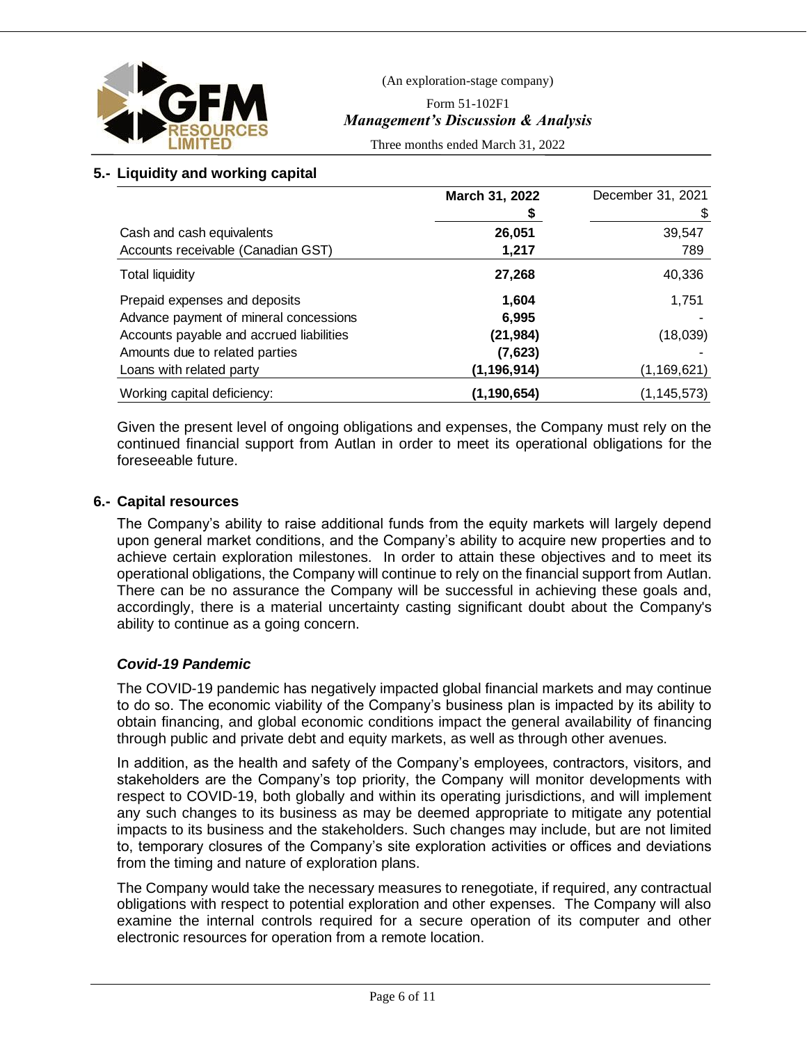## 5.- Liquidity and working capital

| | **March 31, 2022** | December 31, 2021 |
|---|---|---|
| | **$** | $ |
| Cash and cash equivalents | **26,051** | 39,547 |
| Accounts receivable (Canadian GST) | **1,217** | 789 |
| Total liquidity | **27,268** | 40,336 |
| Prepaid expenses and deposits | **1,604** | 1,751 |
| Advance payment of mineral concessions | **6,995** | - |
| Accounts payable and accrued liabilities | **(21,984)** | (18,039) |
| Amounts due to related parties | **(7,623)** | - |
| Loans with related party | **(1,196,914)** | (1,169,621) |
| Working capital deficiency: | **(1,190,654)** | (1,145,573) |

Given the present level of ongoing obligations and expenses, the Company must rely on the continued financial support from Autlan in order to meet its operational obligations for the foreseeable future.

## 6.- Capital resources

The Company's ability to raise additional funds from the equity markets will largely depend upon general market conditions, and the Company's ability to acquire new properties and to achieve certain exploration milestones. In order to attain these objectives and to meet its operational obligations, the Company will continue to rely on the financial support from Autlan. There can be no assurance the Company will be successful in achieving these goals and, accordingly, there is a material uncertainty casting significant doubt about the Company's ability to continue as a going concern.

### *Covid-19 Pandemic*

The COVID-19 pandemic has negatively impacted global financial markets and may continue to do so. The economic viability of the Company's business plan is impacted by its ability to obtain financing, and global economic conditions impact the general availability of financing through public and private debt and equity markets, as well as through other avenues.

In addition, as the health and safety of the Company's employees, contractors, visitors, and stakeholders are the Company's top priority, the Company will monitor developments with respect to COVID-19, both globally and within its operating jurisdictions, and will implement any such changes to its business as may be deemed appropriate to mitigate any potential impacts to its business and the stakeholders. Such changes may include, but are not limited to, temporary closures of the Company's site exploration activities or offices and deviations from the timing and nature of exploration plans.

The Company would take the necessary measures to renegotiate, if required, any contractual obligations with respect to potential exploration and other expenses. The Company will also examine the internal controls required for a secure operation of its computer and other electronic resources for operation from a remote location.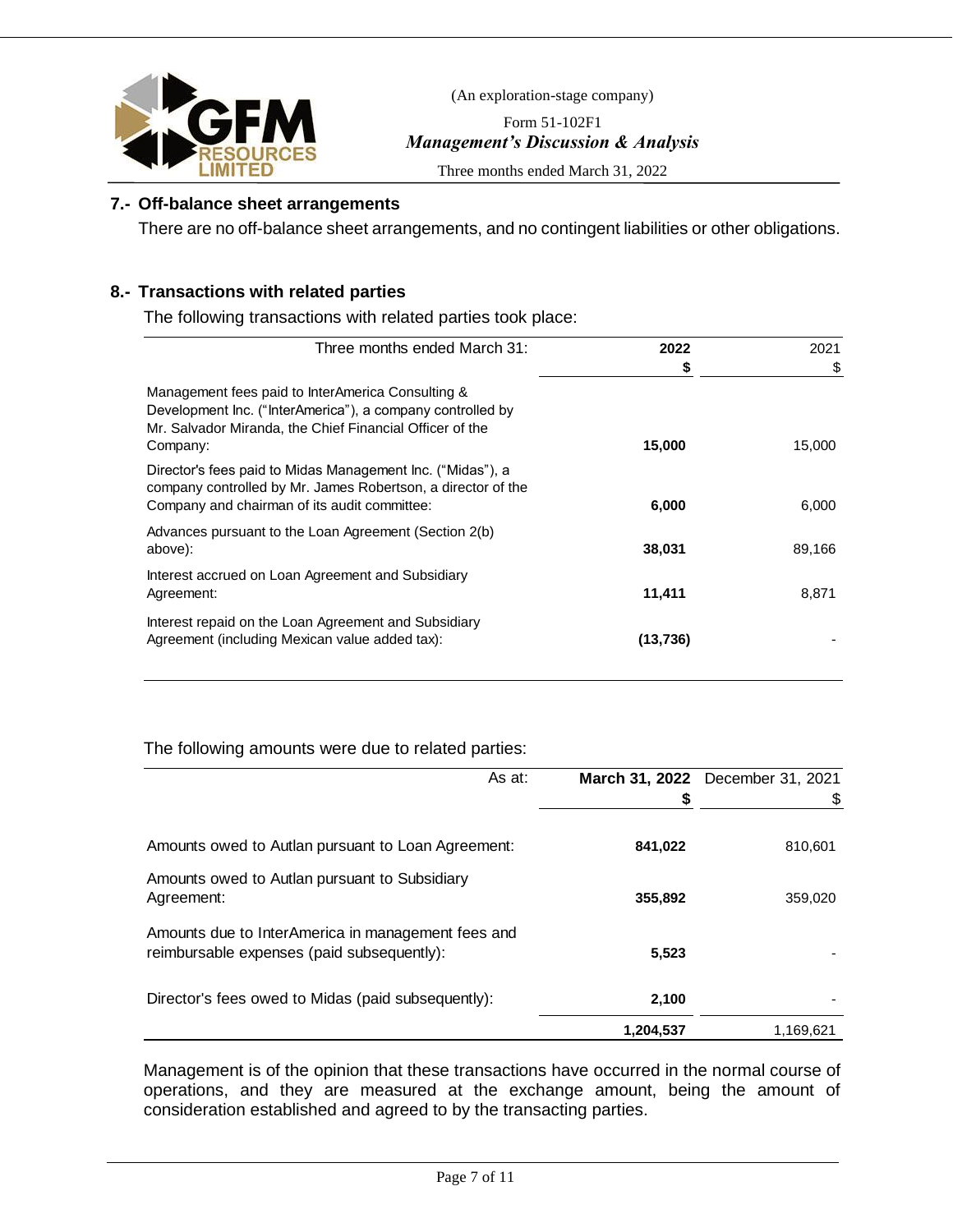## 7.- Off-balance sheet arrangements

There are no off-balance sheet arrangements, and no contingent liabilities or other obligations.

## 8.- Transactions with related parties

The following transactions with related parties took place:

| Three months ended March 31: | **2022** **$** | 2021 $ |
|---|---|---|
| Management fees paid to InterAmerica Consulting & Development Inc. ("InterAmerica"), a company controlled by Mr. Salvador Miranda, the Chief Financial Officer of the Company: | **15,000** | 15,000 |
| Director's fees paid to Midas Management Inc. ("Midas"), a company controlled by Mr. James Robertson, a director of the Company and chairman of its audit committee: | **6,000** | 6,000 |
| Advances pursuant to the Loan Agreement (Section 2(b) above): | **38,031** | 89,166 |
| Interest accrued on Loan Agreement and Subsidiary Agreement: | **11,411** | 8,871 |
| Interest repaid on the Loan Agreement and Subsidiary Agreement (including Mexican value added tax): | **(13,736)** | - |

The following amounts were due to related parties:

| As at: | **March 31, 2022** **$** | December 31, 2021 $ |
|---|---|---|
| Amounts owed to Autlan pursuant to Loan Agreement: | **841,022** | 810,601 |
| Amounts owed to Autlan pursuant to Subsidiary Agreement: | **355,892** | 359,020 |
| Amounts due to InterAmerica in management fees and reimbursable expenses (paid subsequently): | **5,523** | - |
| Director's fees owed to Midas (paid subsequently): | **2,100** | - |
| | **1,204,537** | 1,169,621 |

Management is of the opinion that these transactions have occurred in the normal course of operations, and they are measured at the exchange amount, being the amount of consideration established and agreed to by the transacting parties.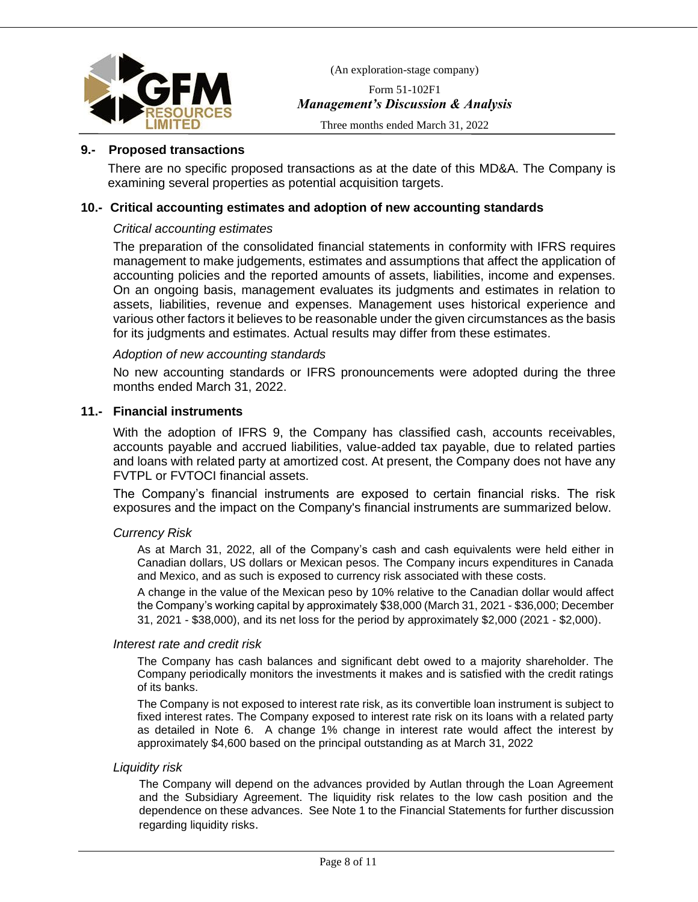## 9.- Proposed transactions

There are no specific proposed transactions as at the date of this MD&A. The Company is examining several properties as potential acquisition targets.

## 10.- Critical accounting estimates and adoption of new accounting standards

*Critical accounting estimates*

The preparation of the consolidated financial statements in conformity with IFRS requires management to make judgements, estimates and assumptions that affect the application of accounting policies and the reported amounts of assets, liabilities, income and expenses. On an ongoing basis, management evaluates its judgments and estimates in relation to assets, liabilities, revenue and expenses. Management uses historical experience and various other factors it believes to be reasonable under the given circumstances as the basis for its judgments and estimates. Actual results may differ from these estimates.

*Adoption of new accounting standards*

No new accounting standards or IFRS pronouncements were adopted during the three months ended March 31, 2022.

## 11.- Financial instruments

With the adoption of IFRS 9, the Company has classified cash, accounts receivables, accounts payable and accrued liabilities, value-added tax payable, due to related parties and loans with related party at amortized cost. At present, the Company does not have any FVTPL or FVTOCI financial assets.

The Company's financial instruments are exposed to certain financial risks. The risk exposures and the impact on the Company's financial instruments are summarized below.

*Currency Risk*

As at March 31, 2022, all of the Company's cash and cash equivalents were held either in Canadian dollars, US dollars or Mexican pesos. The Company incurs expenditures in Canada and Mexico, and as such is exposed to currency risk associated with these costs.

A change in the value of the Mexican peso by 10% relative to the Canadian dollar would affect the Company's working capital by approximately $38,000 (March 31, 2021 - $36,000; December 31, 2021 - $38,000), and its net loss for the period by approximately $2,000 (2021 - $2,000).

*Interest rate and credit risk*

The Company has cash balances and significant debt owed to a majority shareholder. The Company periodically monitors the investments it makes and is satisfied with the credit ratings of its banks.

The Company is not exposed to interest rate risk, as its convertible loan instrument is subject to fixed interest rates. The Company exposed to interest rate risk on its loans with a related party as detailed in Note 6. A change 1% change in interest rate would affect the interest by approximately $4,600 based on the principal outstanding as at March 31, 2022

*Liquidity risk*

The Company will depend on the advances provided by Autlan through the Loan Agreement and the Subsidiary Agreement. The liquidity risk relates to the low cash position and the dependence on these advances. See Note 1 to the Financial Statements for further discussion regarding liquidity risks.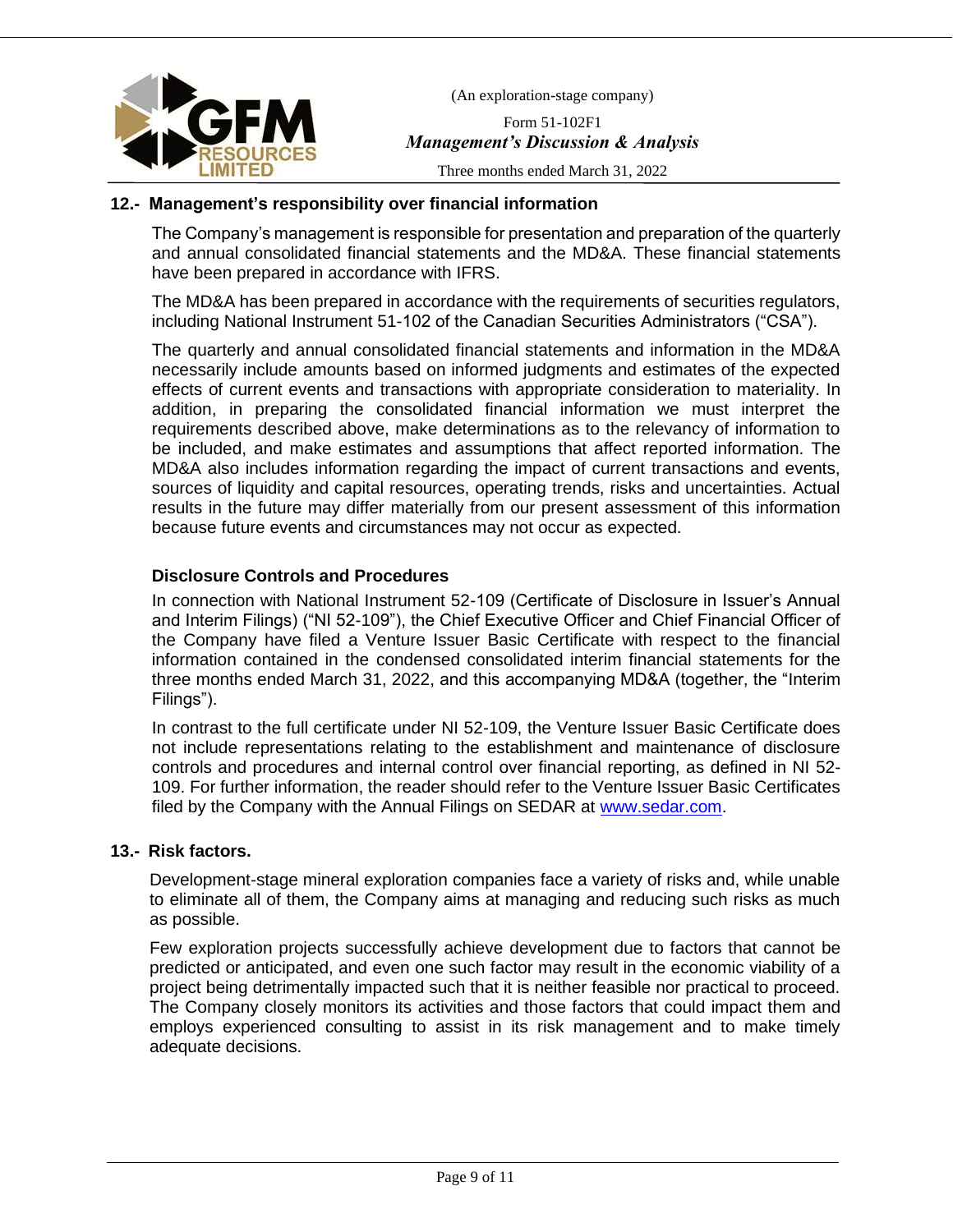## 12.- Management's responsibility over financial information

The Company's management is responsible for presentation and preparation of the quarterly and annual consolidated financial statements and the MD&A. These financial statements have been prepared in accordance with IFRS.

The MD&A has been prepared in accordance with the requirements of securities regulators, including National Instrument 51-102 of the Canadian Securities Administrators ("CSA").

The quarterly and annual consolidated financial statements and information in the MD&A necessarily include amounts based on informed judgments and estimates of the expected effects of current events and transactions with appropriate consideration to materiality. In addition, in preparing the consolidated financial information we must interpret the requirements described above, make determinations as to the relevancy of information to be included, and make estimates and assumptions that affect reported information. The MD&A also includes information regarding the impact of current transactions and events, sources of liquidity and capital resources, operating trends, risks and uncertainties. Actual results in the future may differ materially from our present assessment of this information because future events and circumstances may not occur as expected.

### Disclosure Controls and Procedures

In connection with National Instrument 52-109 (Certificate of Disclosure in Issuer's Annual and Interim Filings) ("NI 52-109"), the Chief Executive Officer and Chief Financial Officer of the Company have filed a Venture Issuer Basic Certificate with respect to the financial information contained in the condensed consolidated interim financial statements for the three months ended March 31, 2022, and this accompanying MD&A (together, the "Interim Filings").

In contrast to the full certificate under NI 52-109, the Venture Issuer Basic Certificate does not include representations relating to the establishment and maintenance of disclosure controls and procedures and internal control over financial reporting, as defined in NI 52-109. For further information, the reader should refer to the Venture Issuer Basic Certificates filed by the Company with the Annual Filings on SEDAR at www.sedar.com.

## 13.- Risk factors.

Development-stage mineral exploration companies face a variety of risks and, while unable to eliminate all of them, the Company aims at managing and reducing such risks as much as possible.

Few exploration projects successfully achieve development due to factors that cannot be predicted or anticipated, and even one such factor may result in the economic viability of a project being detrimentally impacted such that it is neither feasible nor practical to proceed. The Company closely monitors its activities and those factors that could impact them and employs experienced consulting to assist in its risk management and to make timely adequate decisions.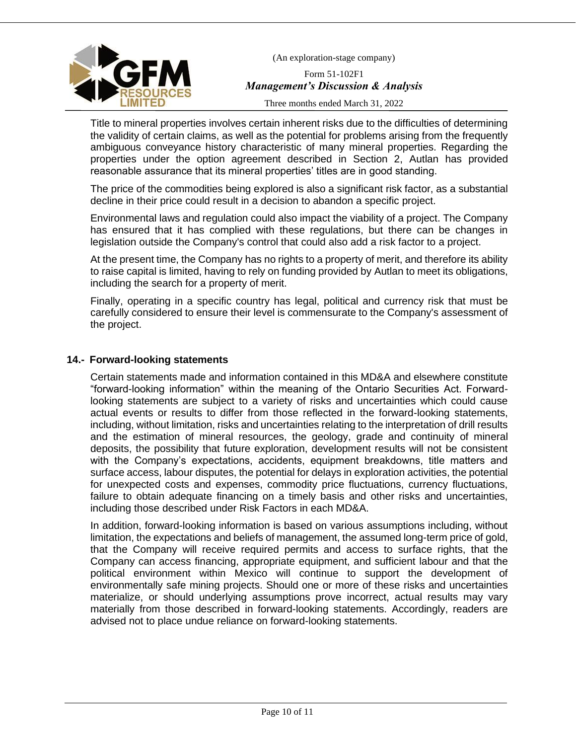Title to mineral properties involves certain inherent risks due to the difficulties of determining the validity of certain claims, as well as the potential for problems arising from the frequently ambiguous conveyance history characteristic of many mineral properties. Regarding the properties under the option agreement described in Section 2, Autlan has provided reasonable assurance that its mineral properties' titles are in good standing.

The price of the commodities being explored is also a significant risk factor, as a substantial decline in their price could result in a decision to abandon a specific project.

Environmental laws and regulation could also impact the viability of a project. The Company has ensured that it has complied with these regulations, but there can be changes in legislation outside the Company's control that could also add a risk factor to a project.

At the present time, the Company has no rights to a property of merit, and therefore its ability to raise capital is limited, having to rely on funding provided by Autlan to meet its obligations, including the search for a property of merit.

Finally, operating in a specific country has legal, political and currency risk that must be carefully considered to ensure their level is commensurate to the Company's assessment of the project.

## 14.- Forward-looking statements

Certain statements made and information contained in this MD&A and elsewhere constitute "forward-looking information" within the meaning of the Ontario Securities Act. Forward-looking statements are subject to a variety of risks and uncertainties which could cause actual events or results to differ from those reflected in the forward-looking statements, including, without limitation, risks and uncertainties relating to the interpretation of drill results and the estimation of mineral resources, the geology, grade and continuity of mineral deposits, the possibility that future exploration, development results will not be consistent with the Company's expectations, accidents, equipment breakdowns, title matters and surface access, labour disputes, the potential for delays in exploration activities, the potential for unexpected costs and expenses, commodity price fluctuations, currency fluctuations, failure to obtain adequate financing on a timely basis and other risks and uncertainties, including those described under Risk Factors in each MD&A.

In addition, forward-looking information is based on various assumptions including, without limitation, the expectations and beliefs of management, the assumed long-term price of gold, that the Company will receive required permits and access to surface rights, that the Company can access financing, appropriate equipment, and sufficient labour and that the political environment within Mexico will continue to support the development of environmentally safe mining projects. Should one or more of these risks and uncertainties materialize, or should underlying assumptions prove incorrect, actual results may vary materially from those described in forward-looking statements. Accordingly, readers are advised not to place undue reliance on forward-looking statements.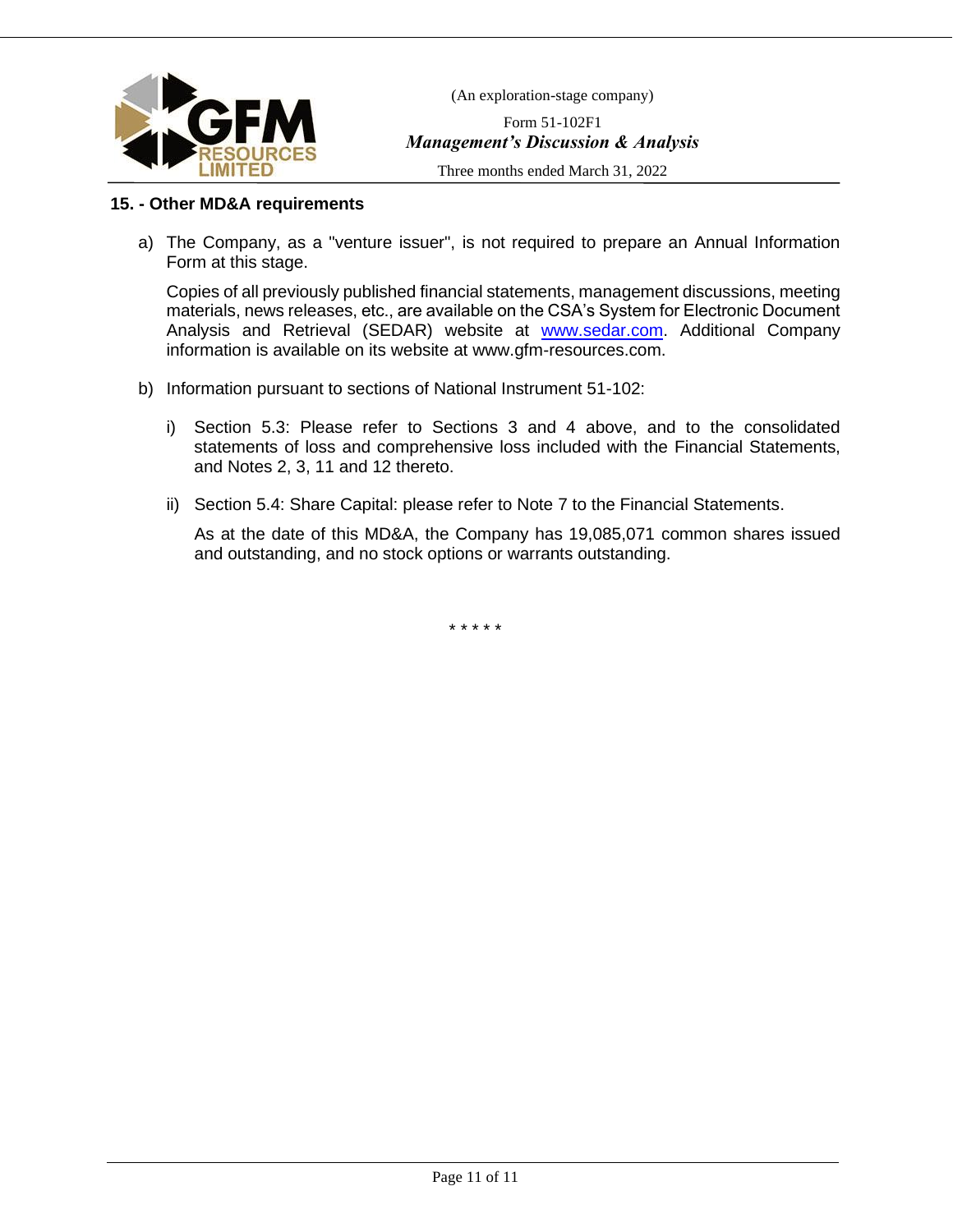## 15. - Other MD&A requirements

a) The Company, as a "venture issuer", is not required to prepare an Annual Information Form at this stage.

   Copies of all previously published financial statements, management discussions, meeting materials, news releases, etc., are available on the CSA's System for Electronic Document Analysis and Retrieval (SEDAR) website at www.sedar.com. Additional Company information is available on its website at www.gfm-resources.com.

b) Information pursuant to sections of National Instrument 51-102:

   i) Section 5.3: Please refer to Sections 3 and 4 above, and to the consolidated statements of loss and comprehensive loss included with the Financial Statements, and Notes 2, 3, 11 and 12 thereto.

   ii) Section 5.4: Share Capital: please refer to Note 7 to the Financial Statements.

   As at the date of this MD&A, the Company has 19,085,071 common shares issued and outstanding, and no stock options or warrants outstanding.

\* \* \* \* \*